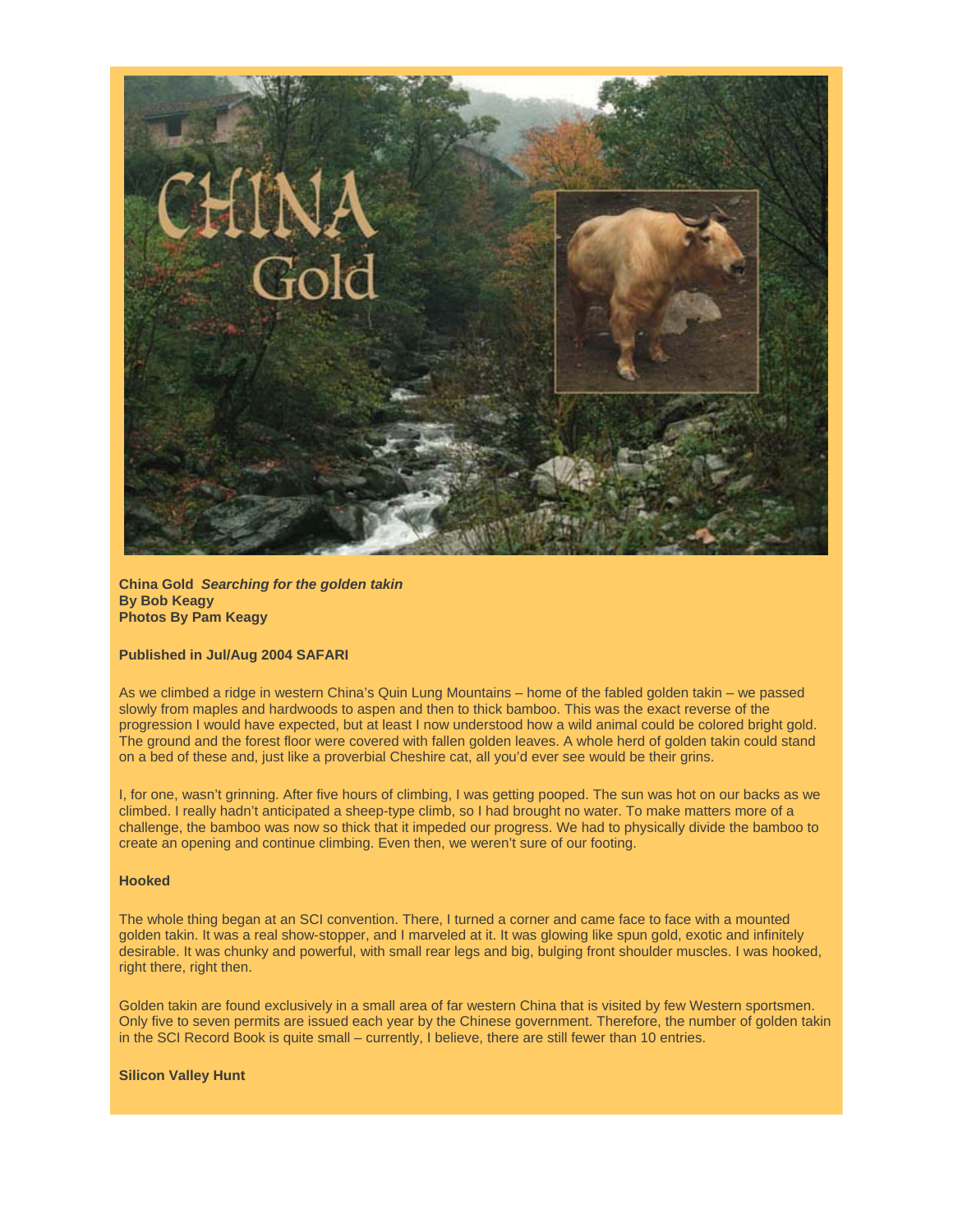**China Gold** ***Searching for the golden takin***
**By Bob Keagy**
**Photos By Pam Keagy**

**Published in Jul/Aug 2004 SAFARI**

As we climbed a ridge in western China's Quin Lung Mountains – home of the fabled golden takin – we passed slowly from maples and hardwoods to aspen and then to thick bamboo. This was the exact reverse of the progression I would have expected, but at least I now understood how a wild animal could be colored bright gold. The ground and the forest floor were covered with fallen golden leaves. A whole herd of golden takin could stand on a bed of these and, just like a proverbial Cheshire cat, all you'd ever see would be their grins.

I, for one, wasn't grinning. After five hours of climbing, I was getting pooped. The sun was hot on our backs as we climbed. I really hadn't anticipated a sheep-type climb, so I had brought no water. To make matters more of a challenge, the bamboo was now so thick that it impeded our progress. We had to physically divide the bamboo to create an opening and continue climbing. Even then, we weren't sure of our footing.

**Hooked**

The whole thing began at an SCI convention. There, I turned a corner and came face to face with a mounted golden takin. It was a real show-stopper, and I marveled at it. It was glowing like spun gold, exotic and infinitely desirable. It was chunky and powerful, with small rear legs and big, bulging front shoulder muscles. I was hooked, right there, right then.

Golden takin are found exclusively in a small area of far western China that is visited by few Western sportsmen. Only five to seven permits are issued each year by the Chinese government. Therefore, the number of golden takin in the SCI Record Book is quite small – currently, I believe, there are still fewer than 10 entries.

**Silicon Valley Hunt**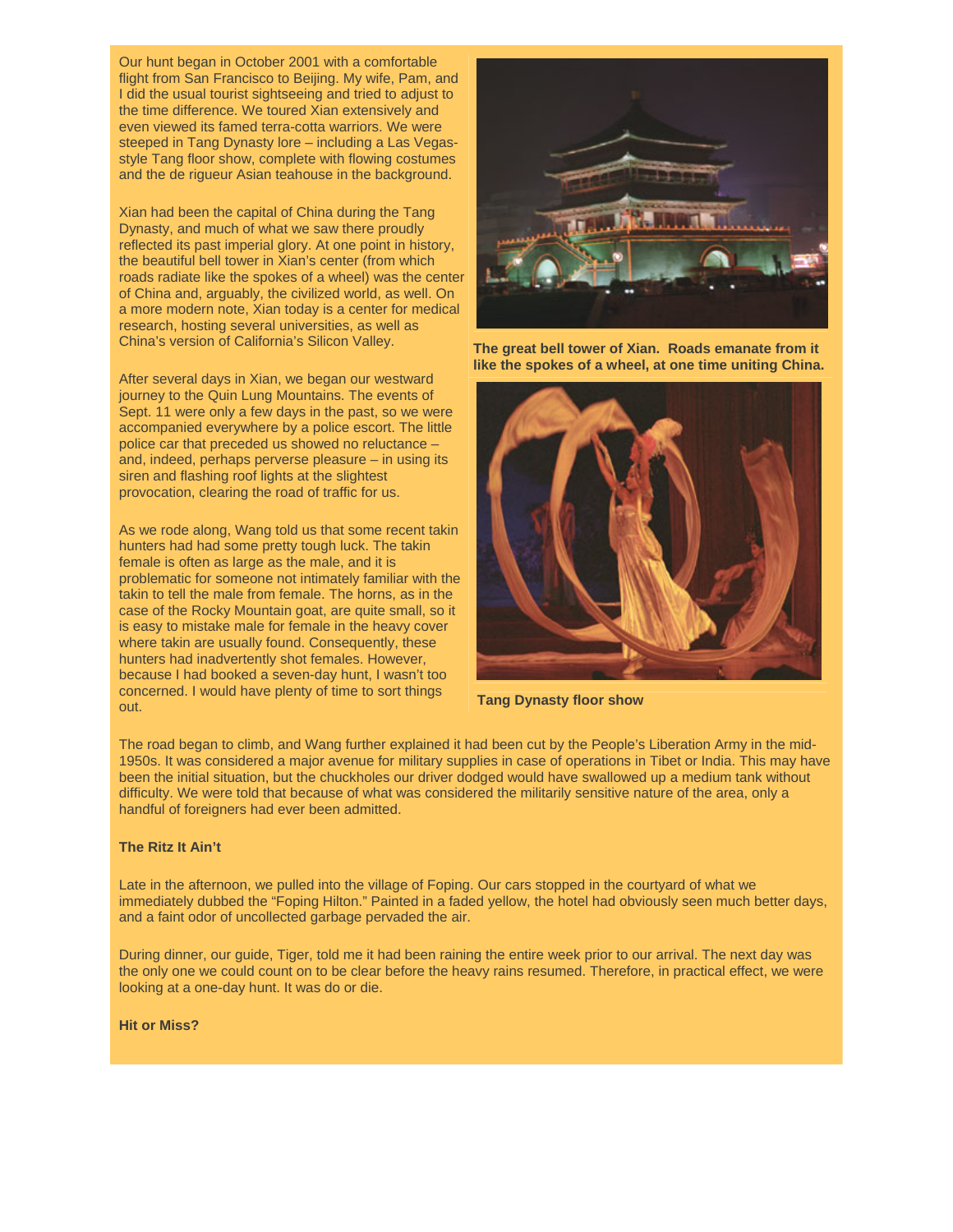Our hunt began in October 2001 with a comfortable flight from San Francisco to Beijing. My wife, Pam, and I did the usual tourist sightseeing and tried to adjust to the time difference. We toured Xian extensively and even viewed its famed terra-cotta warriors. We were steeped in Tang Dynasty lore – including a Las Vegas-style Tang floor show, complete with flowing costumes and the de rigueur Asian teahouse in the background.

Xian had been the capital of China during the Tang Dynasty, and much of what we saw there proudly reflected its past imperial glory. At one point in history, the beautiful bell tower in Xian's center (from which roads radiate like the spokes of a wheel) was the center of China and, arguably, the civilized world, as well. On a more modern note, Xian today is a center for medical research, hosting several universities, as well as China's version of California's Silicon Valley.

**The great bell tower of Xian. Roads emanate from it like the spokes of a wheel, at one time uniting China.**

After several days in Xian, we began our westward journey to the Quin Lung Mountains. The events of Sept. 11 were only a few days in the past, so we were accompanied everywhere by a police escort. The little police car that preceded us showed no reluctance – and, indeed, perhaps perverse pleasure – in using its siren and flashing roof lights at the slightest provocation, clearing the road of traffic for us.

As we rode along, Wang told us that some recent takin hunters had had some pretty tough luck. The takin female is often as large as the male, and it is problematic for someone not intimately familiar with the takin to tell the male from female. The horns, as in the case of the Rocky Mountain goat, are quite small, so it is easy to mistake male for female in the heavy cover where takin are usually found. Consequently, these hunters had inadvertently shot females. However, because I had booked a seven-day hunt, I wasn't too concerned. I would have plenty of time to sort things out.

**Tang Dynasty floor show**

The road began to climb, and Wang further explained it had been cut by the People's Liberation Army in the mid-1950s. It was considered a major avenue for military supplies in case of operations in Tibet or India. This may have been the initial situation, but the chuckholes our driver dodged would have swallowed up a medium tank without difficulty. We were told that because of what was considered the militarily sensitive nature of the area, only a handful of foreigners had ever been admitted.

**The Ritz It Ain't**

Late in the afternoon, we pulled into the village of Foping. Our cars stopped in the courtyard of what we immediately dubbed the "Foping Hilton." Painted in a faded yellow, the hotel had obviously seen much better days, and a faint odor of uncollected garbage pervaded the air.

During dinner, our guide, Tiger, told me it had been raining the entire week prior to our arrival. The next day was the only one we could count on to be clear before the heavy rains resumed. Therefore, in practical effect, we were looking at a one-day hunt. It was do or die.

**Hit or Miss?**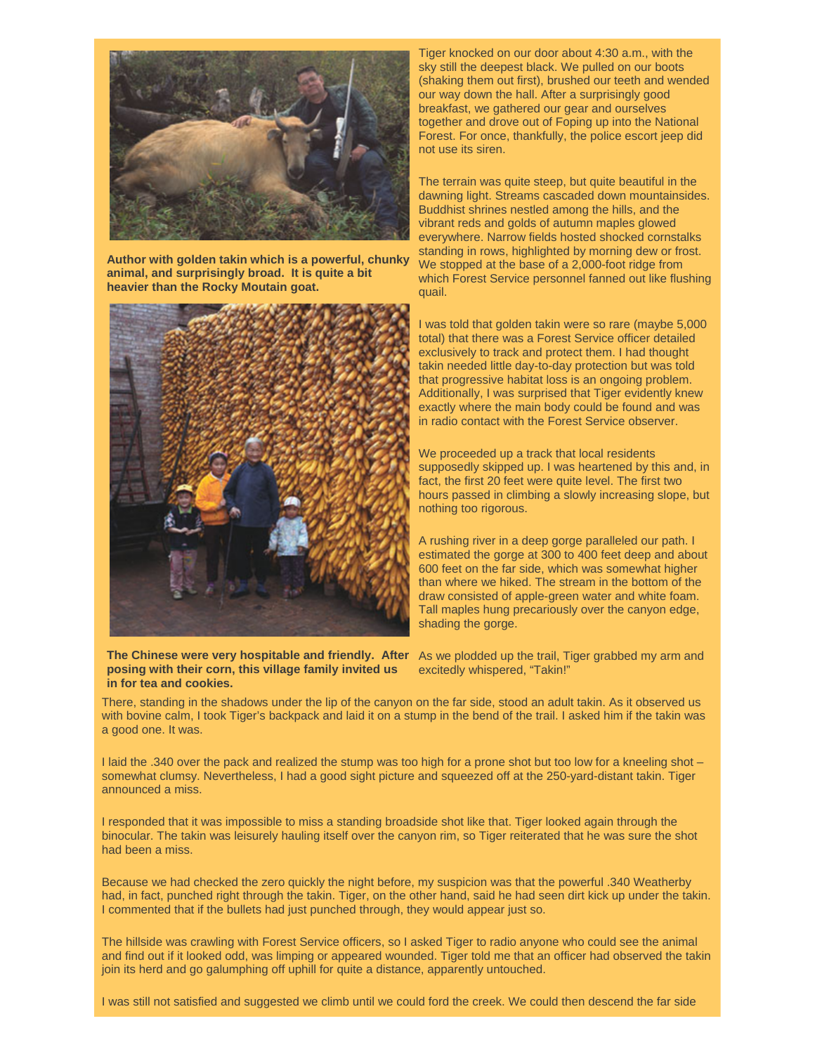Author with golden takin which is a powerful, chunky animal, and surprisingly broad. It is quite a bit heavier than the Rocky Moutain goat.

The Chinese were very hospitable and friendly. After posing with their corn, this village family invited us in for tea and cookies.

Tiger knocked on our door about 4:30 a.m., with the sky still the deepest black. We pulled on our boots (shaking them out first), brushed our teeth and wended our way down the hall. After a surprisingly good breakfast, we gathered our gear and ourselves together and drove out of Foping up into the National Forest. For once, thankfully, the police escort jeep did not use its siren.

The terrain was quite steep, but quite beautiful in the dawning light. Streams cascaded down mountainsides. Buddhist shrines nestled among the hills, and the vibrant reds and golds of autumn maples glowed everywhere. Narrow fields hosted shocked cornstalks standing in rows, highlighted by morning dew or frost. We stopped at the base of a 2,000-foot ridge from which Forest Service personnel fanned out like flushing quail.

I was told that golden takin were so rare (maybe 5,000 total) that there was a Forest Service officer detailed exclusively to track and protect them. I had thought takin needed little day-to-day protection but was told that progressive habitat loss is an ongoing problem. Additionally, I was surprised that Tiger evidently knew exactly where the main body could be found and was in radio contact with the Forest Service observer.

We proceeded up a track that local residents supposedly skipped up. I was heartened by this and, in fact, the first 20 feet were quite level. The first two hours passed in climbing a slowly increasing slope, but nothing too rigorous.

A rushing river in a deep gorge paralleled our path. I estimated the gorge at 300 to 400 feet deep and about 600 feet on the far side, which was somewhat higher than where we hiked. The stream in the bottom of the draw consisted of apple-green water and white foam. Tall maples hung precariously over the canyon edge, shading the gorge.

As we plodded up the trail, Tiger grabbed my arm and excitedly whispered, "Takin!"

There, standing in the shadows under the lip of the canyon on the far side, stood an adult takin. As it observed us with bovine calm, I took Tiger's backpack and laid it on a stump in the bend of the trail. I asked him if the takin was a good one. It was.

I laid the .340 over the pack and realized the stump was too high for a prone shot but too low for a kneeling shot – somewhat clumsy. Nevertheless, I had a good sight picture and squeezed off at the 250-yard-distant takin. Tiger announced a miss.

I responded that it was impossible to miss a standing broadside shot like that. Tiger looked again through the binocular. The takin was leisurely hauling itself over the canyon rim, so Tiger reiterated that he was sure the shot had been a miss.

Because we had checked the zero quickly the night before, my suspicion was that the powerful .340 Weatherby had, in fact, punched right through the takin. Tiger, on the other hand, said he had seen dirt kick up under the takin. I commented that if the bullets had just punched through, they would appear just so.

The hillside was crawling with Forest Service officers, so I asked Tiger to radio anyone who could see the animal and find out if it looked odd, was limping or appeared wounded. Tiger told me that an officer had observed the takin join its herd and go galumphing off uphill for quite a distance, apparently untouched.

I was still not satisfied and suggested we climb until we could ford the creek. We could then descend the far side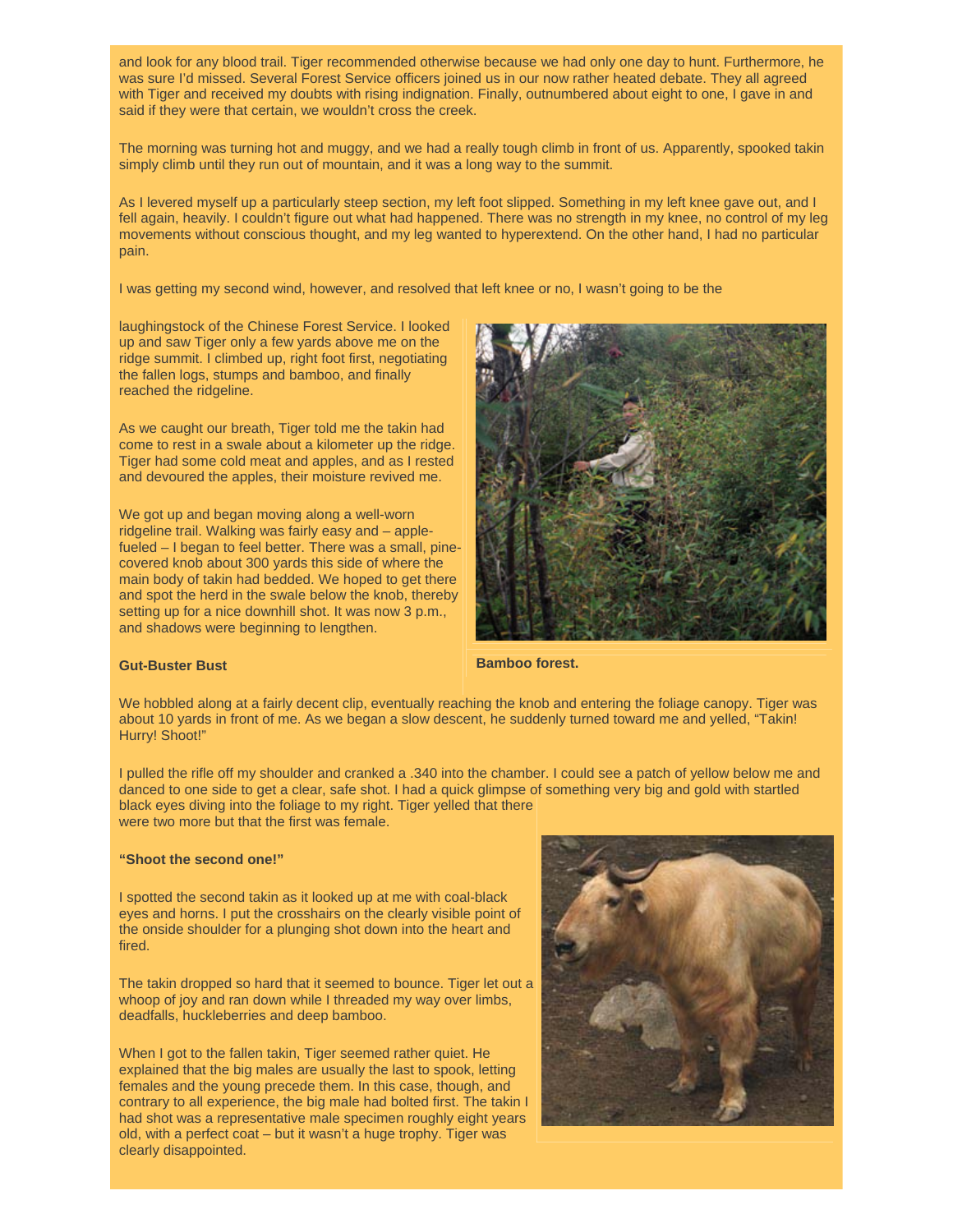and look for any blood trail. Tiger recommended otherwise because we had only one day to hunt. Furthermore, he was sure I'd missed. Several Forest Service officers joined us in our now rather heated debate. They all agreed with Tiger and received my doubts with rising indignation. Finally, outnumbered about eight to one, I gave in and said if they were that certain, we wouldn't cross the creek.

The morning was turning hot and muggy, and we had a really tough climb in front of us. Apparently, spooked takin simply climb until they run out of mountain, and it was a long way to the summit.

As I levered myself up a particularly steep section, my left foot slipped. Something in my left knee gave out, and I fell again, heavily. I couldn't figure out what had happened. There was no strength in my knee, no control of my leg movements without conscious thought, and my leg wanted to hyperextend. On the other hand, I had no particular pain.

I was getting my second wind, however, and resolved that left knee or no, I wasn't going to be the laughingstock of the Chinese Forest Service. I looked up and saw Tiger only a few yards above me on the ridge summit. I climbed up, right foot first, negotiating the fallen logs, stumps and bamboo, and finally reached the ridgeline.

As we caught our breath, Tiger told me the takin had come to rest in a swale about a kilometer up the ridge. Tiger had some cold meat and apples, and as I rested and devoured the apples, their moisture revived me.

We got up and began moving along a well-worn ridgeline trail. Walking was fairly easy and – apple-fueled – I began to feel better. There was a small, pine-covered knob about 300 yards this side of where the main body of takin had bedded. We hoped to get there and spot the herd in the swale below the knob, thereby setting up for a nice downhill shot. It was now 3 p.m., and shadows were beginning to lengthen.

**Bamboo forest.**

**Gut-Buster Bust**

We hobbled along at a fairly decent clip, eventually reaching the knob and entering the foliage canopy. Tiger was about 10 yards in front of me. As we began a slow descent, he suddenly turned toward me and yelled, "Takin! Hurry! Shoot!"

I pulled the rifle off my shoulder and cranked a .340 into the chamber. I could see a patch of yellow below me and danced to one side to get a clear, safe shot. I had a quick glimpse of something very big and gold with startled black eyes diving into the foliage to my right. Tiger yelled that there were two more but that the first was female.

**"Shoot the second one!"**

I spotted the second takin as it looked up at me with coal-black eyes and horns. I put the crosshairs on the clearly visible point of the onside shoulder for a plunging shot down into the heart and fired.

The takin dropped so hard that it seemed to bounce. Tiger let out a whoop of joy and ran down while I threaded my way over limbs, deadfalls, huckleberries and deep bamboo.

When I got to the fallen takin, Tiger seemed rather quiet. He explained that the big males are usually the last to spook, letting females and the young precede them. In this case, though, and contrary to all experience, the big male had bolted first. The takin I had shot was a representative male specimen roughly eight years old, with a perfect coat – but it wasn't a huge trophy. Tiger was clearly disappointed.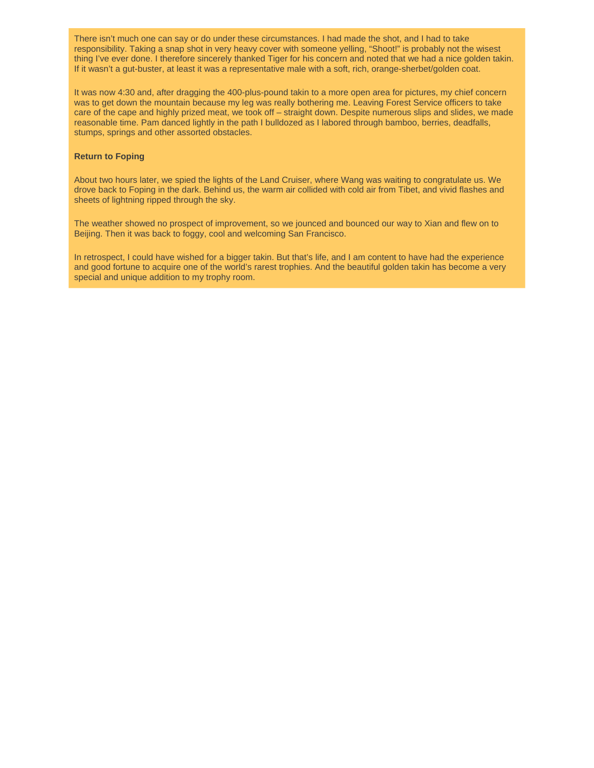There isn't much one can say or do under these circumstances. I had made the shot, and I had to take responsibility. Taking a snap shot in very heavy cover with someone yelling, "Shoot!" is probably not the wisest thing I've ever done. I therefore sincerely thanked Tiger for his concern and noted that we had a nice golden takin. If it wasn't a gut-buster, at least it was a representative male with a soft, rich, orange-sherbet/golden coat.

It was now 4:30 and, after dragging the 400-plus-pound takin to a more open area for pictures, my chief concern was to get down the mountain because my leg was really bothering me. Leaving Forest Service officers to take care of the cape and highly prized meat, we took off – straight down. Despite numerous slips and slides, we made reasonable time. Pam danced lightly in the path I bulldozed as I labored through bamboo, berries, deadfalls, stumps, springs and other assorted obstacles.

**Return to Foping**

About two hours later, we spied the lights of the Land Cruiser, where Wang was waiting to congratulate us. We drove back to Foping in the dark. Behind us, the warm air collided with cold air from Tibet, and vivid flashes and sheets of lightning ripped through the sky.

The weather showed no prospect of improvement, so we jounced and bounced our way to Xian and flew on to Beijing. Then it was back to foggy, cool and welcoming San Francisco.

In retrospect, I could have wished for a bigger takin. But that's life, and I am content to have had the experience and good fortune to acquire one of the world's rarest trophies. And the beautiful golden takin has become a very special and unique addition to my trophy room.